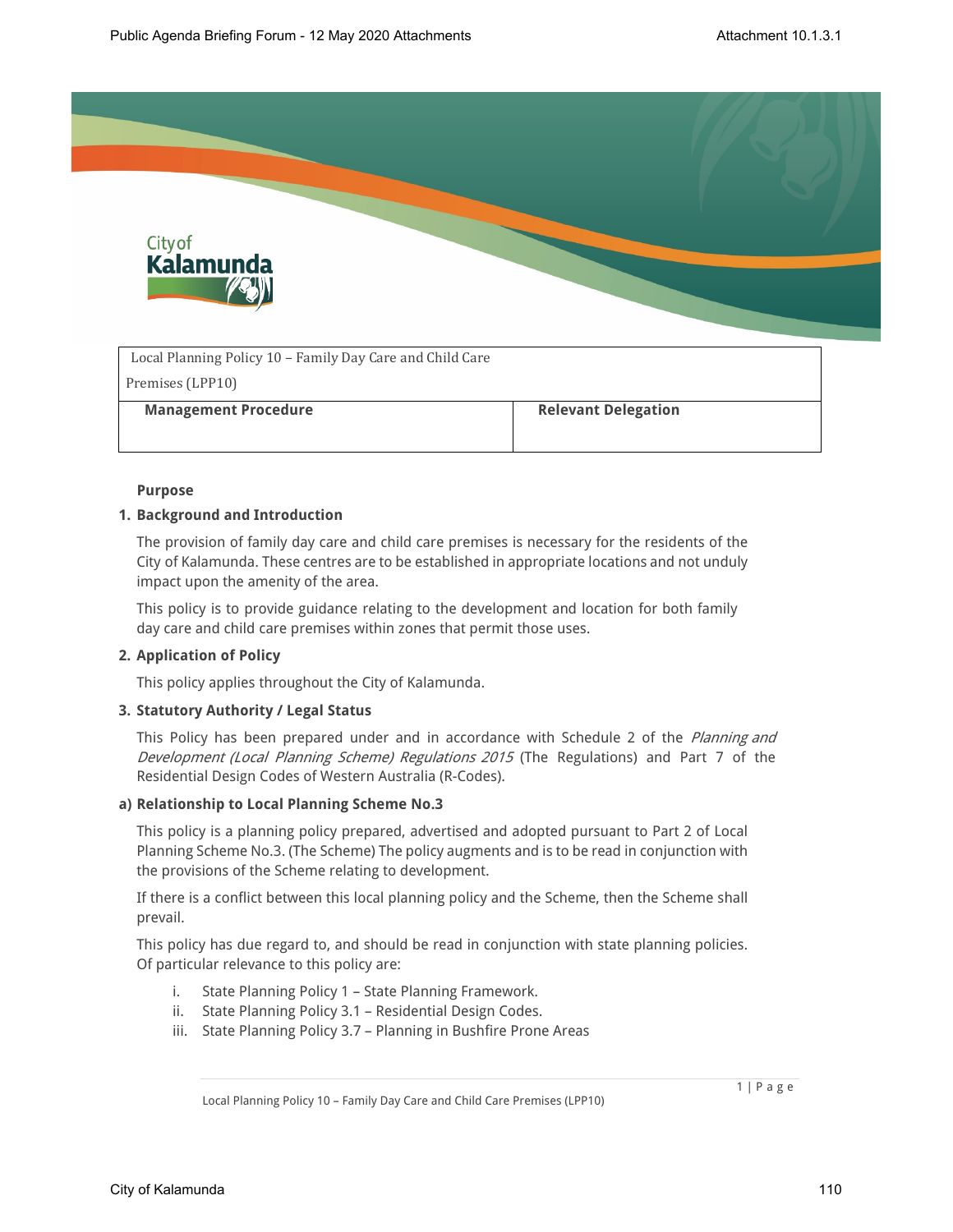| Local Planning Policy 10 – Family Day Care and Child Care Premises (LPP10) | |
|---|---|
| **Management Procedure** | **Relevant Delegation** |

**Purpose**

**1. Background and Introduction**

The provision of family day care and child care premises is necessary for the residents of the City of Kalamunda. These centres are to be established in appropriate locations and not unduly impact upon the amenity of the area.

This policy is to provide guidance relating to the development and location for both family day care and child care premises within zones that permit those uses.

**2. Application of Policy**

This policy applies throughout the City of Kalamunda.

**3. Statutory Authority / Legal Status**

This Policy has been prepared under and in accordance with Schedule 2 of the *Planning and Development (Local Planning Scheme) Regulations 2015* (The Regulations) and Part 7 of the Residential Design Codes of Western Australia (R-Codes).

**a) Relationship to Local Planning Scheme No.3**

This policy is a planning policy prepared, advertised and adopted pursuant to Part 2 of Local Planning Scheme No.3. (The Scheme) The policy augments and is to be read in conjunction with the provisions of the Scheme relating to development.

If there is a conflict between this local planning policy and the Scheme, then the Scheme shall prevail.

This policy has due regard to, and should be read in conjunction with state planning policies. Of particular relevance to this policy are:

i. State Planning Policy 1 – State Planning Framework.
ii. State Planning Policy 3.1 – Residential Design Codes.
iii. State Planning Policy 3.7 – Planning in Bushfire Prone Areas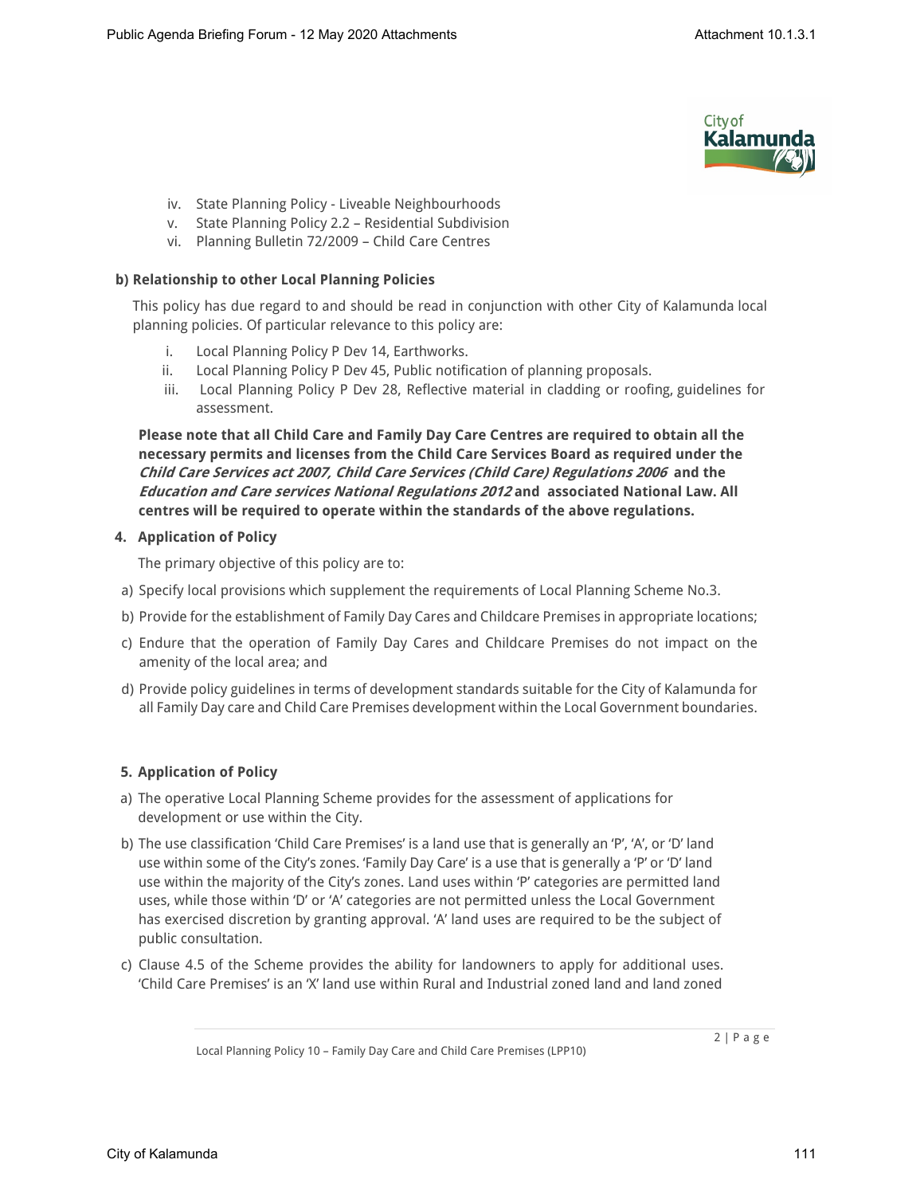iv. State Planning Policy - Liveable Neighbourhoods
v. State Planning Policy 2.2 – Residential Subdivision
vi. Planning Bulletin 72/2009 – Child Care Centres

**b) Relationship to other Local Planning Policies**

This policy has due regard to and should be read in conjunction with other City of Kalamunda local planning policies. Of particular relevance to this policy are:

i. Local Planning Policy P Dev 14, Earthworks.
ii. Local Planning Policy P Dev 45, Public notification of planning proposals.
iii. Local Planning Policy P Dev 28, Reflective material in cladding or roofing, guidelines for assessment.

**Please note that all Child Care and Family Day Care Centres are required to obtain all the necessary permits and licenses from the Child Care Services Board as required under the *Child Care Services act 2007, Child Care Services (Child Care) Regulations 2006* and the *Education and Care services National Regulations 2012* and associated National Law. All centres will be required to operate within the standards of the above regulations.**

## 4. Application of Policy

The primary objective of this policy are to:

a) Specify local provisions which supplement the requirements of Local Planning Scheme No.3.

b) Provide for the establishment of Family Day Cares and Childcare Premises in appropriate locations;

c) Endure that the operation of Family Day Cares and Childcare Premises do not impact on the amenity of the local area; and

d) Provide policy guidelines in terms of development standards suitable for the City of Kalamunda for all Family Day care and Child Care Premises development within the Local Government boundaries.

## 5. Application of Policy

a) The operative Local Planning Scheme provides for the assessment of applications for development or use within the City.

b) The use classification 'Child Care Premises' is a land use that is generally an 'P', 'A', or 'D' land use within some of the City's zones. 'Family Day Care' is a use that is generally a 'P' or 'D' land use within the majority of the City's zones. Land uses within 'P' categories are permitted land uses, while those within 'D' or 'A' categories are not permitted unless the Local Government has exercised discretion by granting approval. 'A' land uses are required to be the subject of public consultation.

c) Clause 4.5 of the Scheme provides the ability for landowners to apply for additional uses. 'Child Care Premises' is an 'X' land use within Rural and Industrial zoned land and land zoned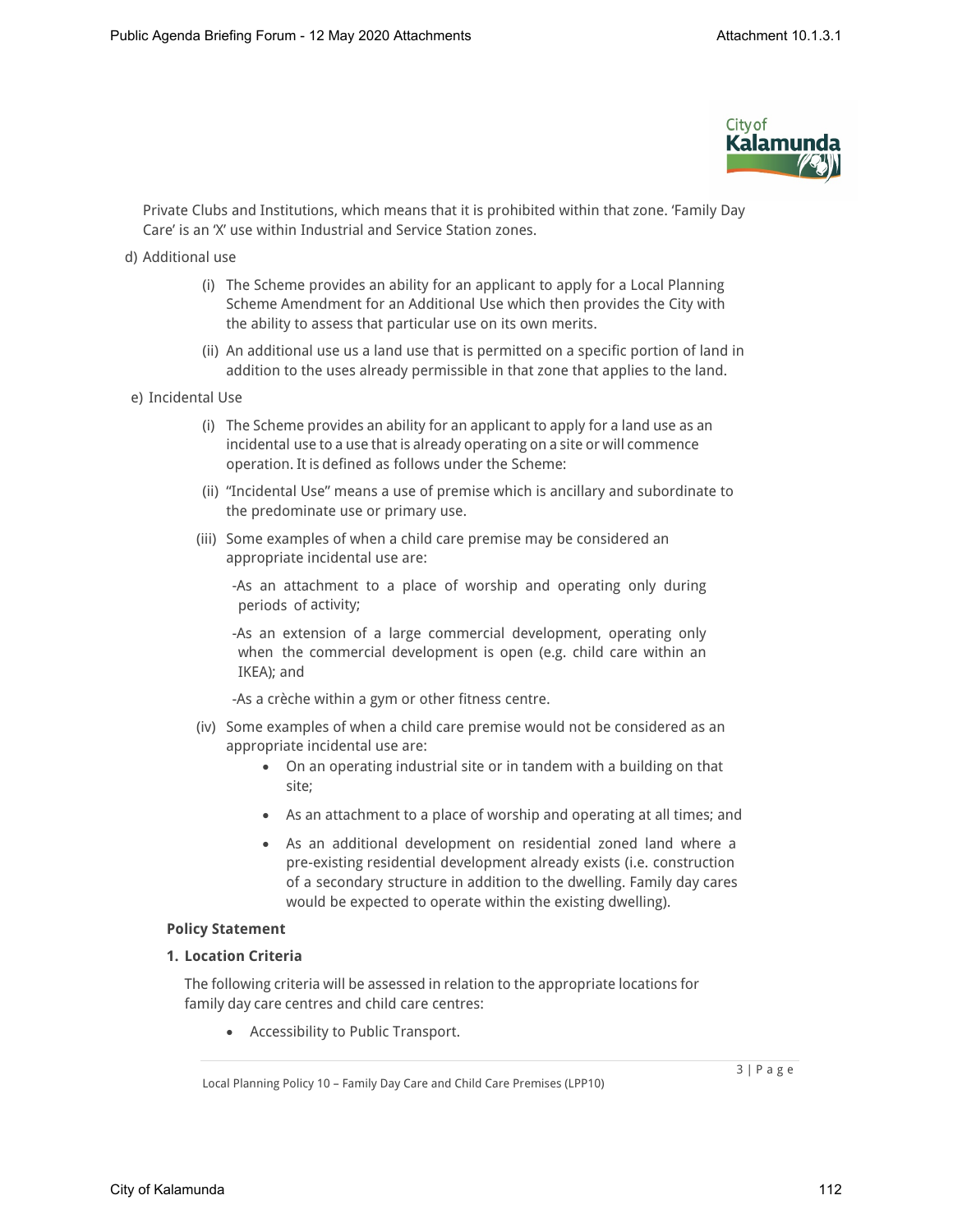Private Clubs and Institutions, which means that it is prohibited within that zone. 'Family Day Care' is an 'X' use within Industrial and Service Station zones.

d) Additional use

(i) The Scheme provides an ability for an applicant to apply for a Local Planning Scheme Amendment for an Additional Use which then provides the City with the ability to assess that particular use on its own merits.

(ii) An additional use us a land use that is permitted on a specific portion of land in addition to the uses already permissible in that zone that applies to the land.

e) Incidental Use

(i) The Scheme provides an ability for an applicant to apply for a land use as an incidental use to a use that is already operating on a site or will commence operation. It is defined as follows under the Scheme:

(ii) "Incidental Use" means a use of premise which is ancillary and subordinate to the predominate use or primary use.

(iii) Some examples of when a child care premise may be considered an appropriate incidental use are:

-As an attachment to a place of worship and operating only during periods of activity;

-As an extension of a large commercial development, operating only when the commercial development is open (e.g. child care within an IKEA); and

-As a crèche within a gym or other fitness centre.

(iv) Some examples of when a child care premise would not be considered as an appropriate incidental use are:

- On an operating industrial site or in tandem with a building on that site;
- As an attachment to a place of worship and operating at all times; and
- As an additional development on residential zoned land where a pre-existing residential development already exists (i.e. construction of a secondary structure in addition to the dwelling. Family day cares would be expected to operate within the existing dwelling).

**Policy Statement**

**1. Location Criteria**

The following criteria will be assessed in relation to the appropriate locations for family day care centres and child care centres:

- Accessibility to Public Transport.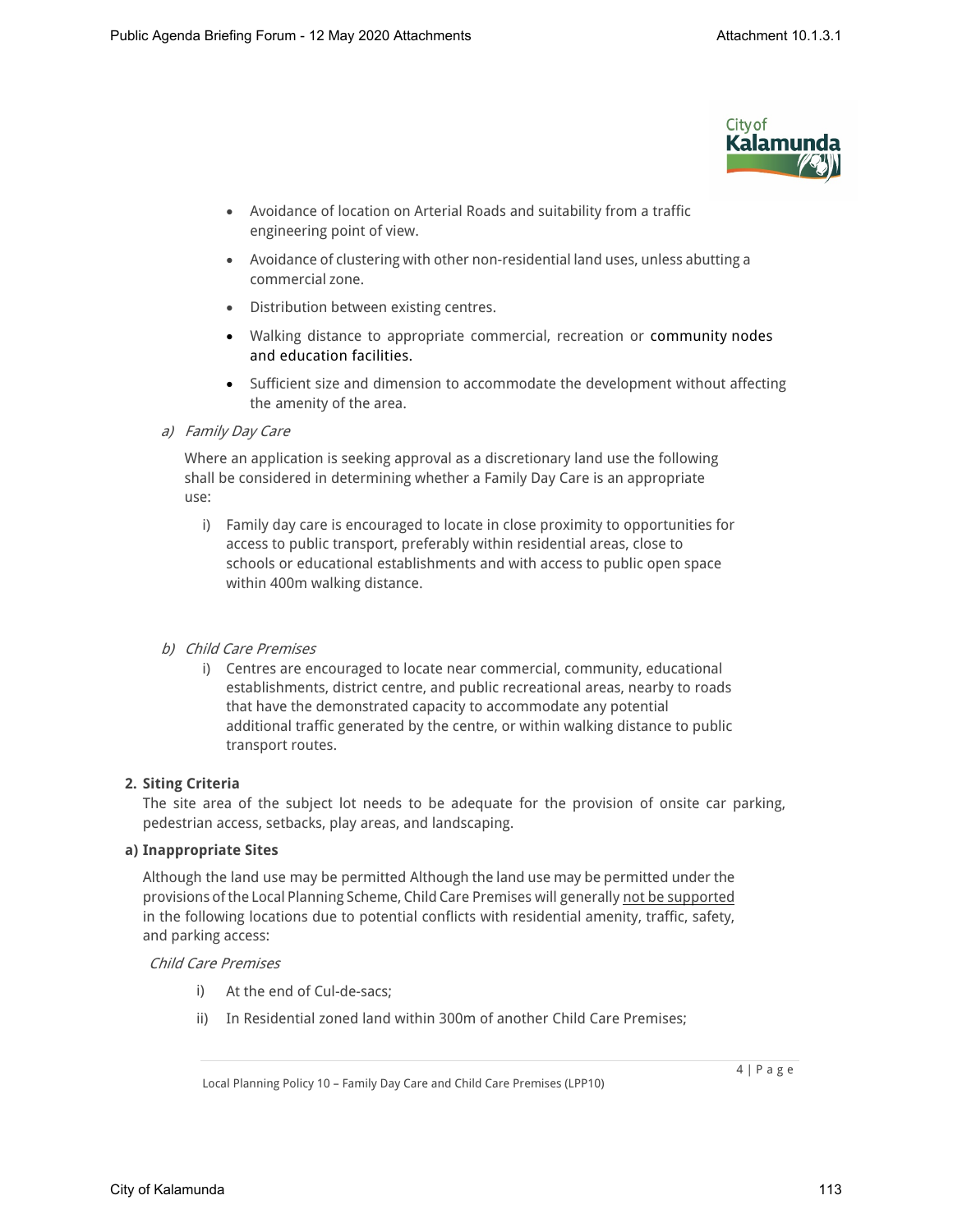- Avoidance of location on Arterial Roads and suitability from a traffic engineering point of view.
- Avoidance of clustering with other non-residential land uses, unless abutting a commercial zone.
- Distribution between existing centres.
- Walking distance to appropriate commercial, recreation or community nodes and education facilities.
- Sufficient size and dimension to accommodate the development without affecting the amenity of the area.

*a) Family Day Care*

Where an application is seeking approval as a discretionary land use the following shall be considered in determining whether a Family Day Care is an appropriate use:

i) Family day care is encouraged to locate in close proximity to opportunities for access to public transport, preferably within residential areas, close to schools or educational establishments and with access to public open space within 400m walking distance.

*b) Child Care Premises*

i) Centres are encouraged to locate near commercial, community, educational establishments, district centre, and public recreational areas, nearby to roads that have the demonstrated capacity to accommodate any potential additional traffic generated by the centre, or within walking distance to public transport routes.

**2. Siting Criteria**

The site area of the subject lot needs to be adequate for the provision of onsite car parking, pedestrian access, setbacks, play areas, and landscaping.

**a) Inappropriate Sites**

Although the land use may be permitted Although the land use may be permitted under the provisions of the Local Planning Scheme, Child Care Premises will generally <u>not be supported</u> in the following locations due to potential conflicts with residential amenity, traffic, safety, and parking access:

*Child Care Premises*

i) At the end of Cul-de-sacs;

ii) In Residential zoned land within 300m of another Child Care Premises;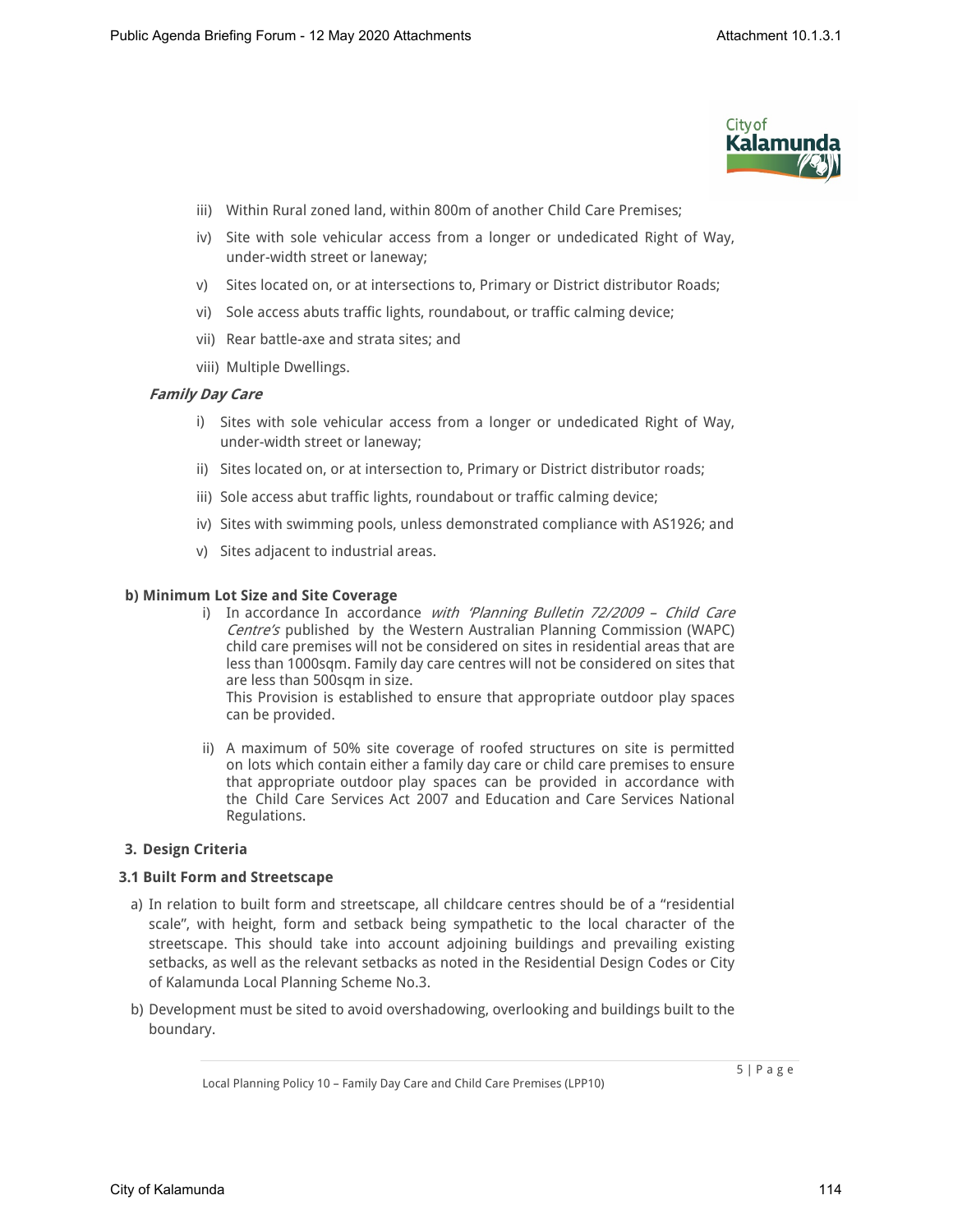iii) Within Rural zoned land, within 800m of another Child Care Premises;

iv) Site with sole vehicular access from a longer or undedicated Right of Way, under-width street or laneway;

v) Sites located on, or at intersections to, Primary or District distributor Roads;

vi) Sole access abuts traffic lights, roundabout, or traffic calming device;

vii) Rear battle-axe and strata sites; and

viii) Multiple Dwellings.

***Family Day Care***

i) Sites with sole vehicular access from a longer or undedicated Right of Way, under-width street or laneway;

ii) Sites located on, or at intersection to, Primary or District distributor roads;

iii) Sole access abut traffic lights, roundabout or traffic calming device;

iv) Sites with swimming pools, unless demonstrated compliance with AS1926; and

v) Sites adjacent to industrial areas.

**b) Minimum Lot Size and Site Coverage**

i) In accordance In accordance *with 'Planning Bulletin 72/2009 – Child Care Centre's* published by the Western Australian Planning Commission (WAPC) child care premises will not be considered on sites in residential areas that are less than 1000sqm. Family day care centres will not be considered on sites that are less than 500sqm in size.
This Provision is established to ensure that appropriate outdoor play spaces can be provided.

ii) A maximum of 50% site coverage of roofed structures on site is permitted on lots which contain either a family day care or child care premises to ensure that appropriate outdoor play spaces can be provided in accordance with the Child Care Services Act 2007 and Education and Care Services National Regulations.

## 3. Design Criteria

### 3.1 Built Form and Streetscape

a) In relation to built form and streetscape, all childcare centres should be of a "residential scale", with height, form and setback being sympathetic to the local character of the streetscape. This should take into account adjoining buildings and prevailing existing setbacks, as well as the relevant setbacks as noted in the Residential Design Codes or City of Kalamunda Local Planning Scheme No.3.

b) Development must be sited to avoid overshadowing, overlooking and buildings built to the boundary.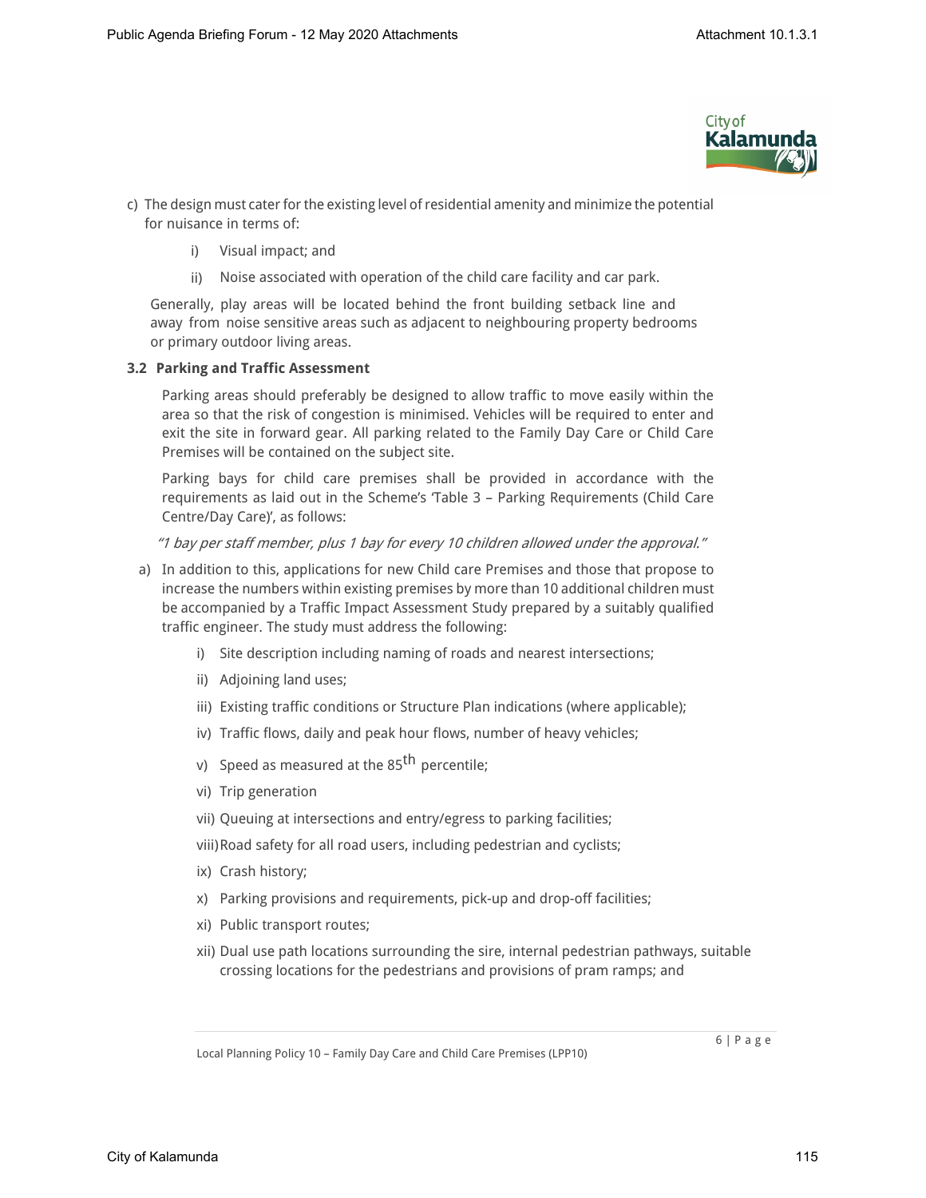c) The design must cater for the existing level of residential amenity and minimize the potential for nuisance in terms of:

   i) Visual impact; and

   ii) Noise associated with operation of the child care facility and car park.

   Generally, play areas will be located behind the front building setback line and away from noise sensitive areas such as adjacent to neighbouring property bedrooms or primary outdoor living areas.

### 3.2 Parking and Traffic Assessment

Parking areas should preferably be designed to allow traffic to move easily within the area so that the risk of congestion is minimised. Vehicles will be required to enter and exit the site in forward gear. All parking related to the Family Day Care or Child Care Premises will be contained on the subject site.

Parking bays for child care premises shall be provided in accordance with the requirements as laid out in the Scheme's 'Table 3 – Parking Requirements (Child Care Centre/Day Care)', as follows:

*"1 bay per staff member, plus 1 bay for every 10 children allowed under the approval."*

a) In addition to this, applications for new Child care Premises and those that propose to increase the numbers within existing premises by more than 10 additional children must be accompanied by a Traffic Impact Assessment Study prepared by a suitably qualified traffic engineer. The study must address the following:

   i) Site description including naming of roads and nearest intersections;

   ii) Adjoining land uses;

   iii) Existing traffic conditions or Structure Plan indications (where applicable);

   iv) Traffic flows, daily and peak hour flows, number of heavy vehicles;

   v) Speed as measured at the $85^{th}$ percentile;

   vi) Trip generation

   vii) Queuing at intersections and entry/egress to parking facilities;

   viii) Road safety for all road users, including pedestrian and cyclists;

   ix) Crash history;

   x) Parking provisions and requirements, pick-up and drop-off facilities;

   xi) Public transport routes;

   xii) Dual use path locations surrounding the sire, internal pedestrian pathways, suitable crossing locations for the pedestrians and provisions of pram ramps; and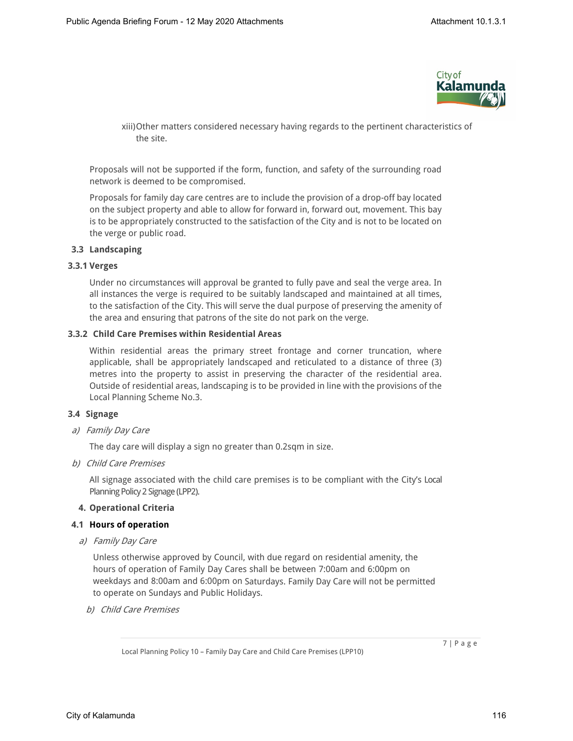xiii) Other matters considered necessary having regards to the pertinent characteristics of the site.

Proposals will not be supported if the form, function, and safety of the surrounding road network is deemed to be compromised.

Proposals for family day care centres are to include the provision of a drop-off bay located on the subject property and able to allow for forward in, forward out, movement. This bay is to be appropriately constructed to the satisfaction of the City and is not to be located on the verge or public road.

### 3.3 Landscaping

#### 3.3.1 Verges

Under no circumstances will approval be granted to fully pave and seal the verge area. In all instances the verge is required to be suitably landscaped and maintained at all times, to the satisfaction of the City. This will serve the dual purpose of preserving the amenity of the area and ensuring that patrons of the site do not park on the verge.

#### 3.3.2 Child Care Premises within Residential Areas

Within residential areas the primary street frontage and corner truncation, where applicable, shall be appropriately landscaped and reticulated to a distance of three (3) metres into the property to assist in preserving the character of the residential area. Outside of residential areas, landscaping is to be provided in line with the provisions of the Local Planning Scheme No.3.

### 3.4 Signage

*a) Family Day Care*

The day care will display a sign no greater than 0.2sqm in size.

*b) Child Care Premises*

All signage associated with the child care premises is to be compliant with the City's Local Planning Policy 2 Signage (LPP2).

## 4. Operational Criteria

### 4.1 Hours of operation

*a) Family Day Care*

Unless otherwise approved by Council, with due regard on residential amenity, the hours of operation of Family Day Cares shall be between 7:00am and 6:00pm on weekdays and 8:00am and 6:00pm on Saturdays. Family Day Care will not be permitted to operate on Sundays and Public Holidays.

*b) Child Care Premises*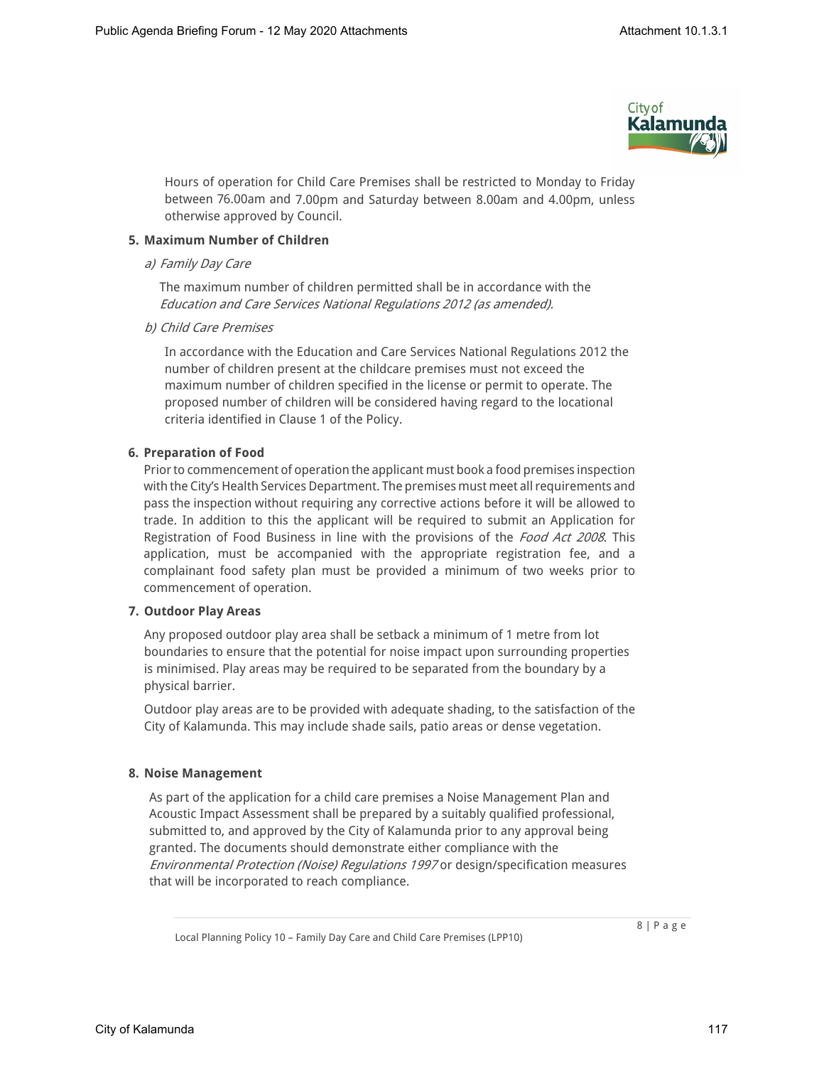Hours of operation for Child Care Premises shall be restricted to Monday to Friday between 76.00am and 7.00pm and Saturday between 8.00am and 4.00pm, unless otherwise approved by Council.

**5. Maximum Number of Children**

*a) Family Day Care*

The maximum number of children permitted shall be in accordance with the *Education and Care Services National Regulations 2012 (as amended).*

*b) Child Care Premises*

In accordance with the Education and Care Services National Regulations 2012 the number of children present at the childcare premises must not exceed the maximum number of children specified in the license or permit to operate. The proposed number of children will be considered having regard to the locational criteria identified in Clause 1 of the Policy.

**6. Preparation of Food**

Prior to commencement of operation the applicant must book a food premises inspection with the City's Health Services Department. The premises must meet all requirements and pass the inspection without requiring any corrective actions before it will be allowed to trade. In addition to this the applicant will be required to submit an Application for Registration of Food Business in line with the provisions of the *Food Act 2008*. This application, must be accompanied with the appropriate registration fee, and a complainant food safety plan must be provided a minimum of two weeks prior to commencement of operation.

**7. Outdoor Play Areas**

Any proposed outdoor play area shall be setback a minimum of 1 metre from lot boundaries to ensure that the potential for noise impact upon surrounding properties is minimised. Play areas may be required to be separated from the boundary by a physical barrier.

Outdoor play areas are to be provided with adequate shading, to the satisfaction of the City of Kalamunda. This may include shade sails, patio areas or dense vegetation.

**8. Noise Management**

As part of the application for a child care premises a Noise Management Plan and Acoustic Impact Assessment shall be prepared by a suitably qualified professional, submitted to, and approved by the City of Kalamunda prior to any approval being granted. The documents should demonstrate either compliance with the *Environmental Protection (Noise) Regulations 1997* or design/specification measures that will be incorporated to reach compliance.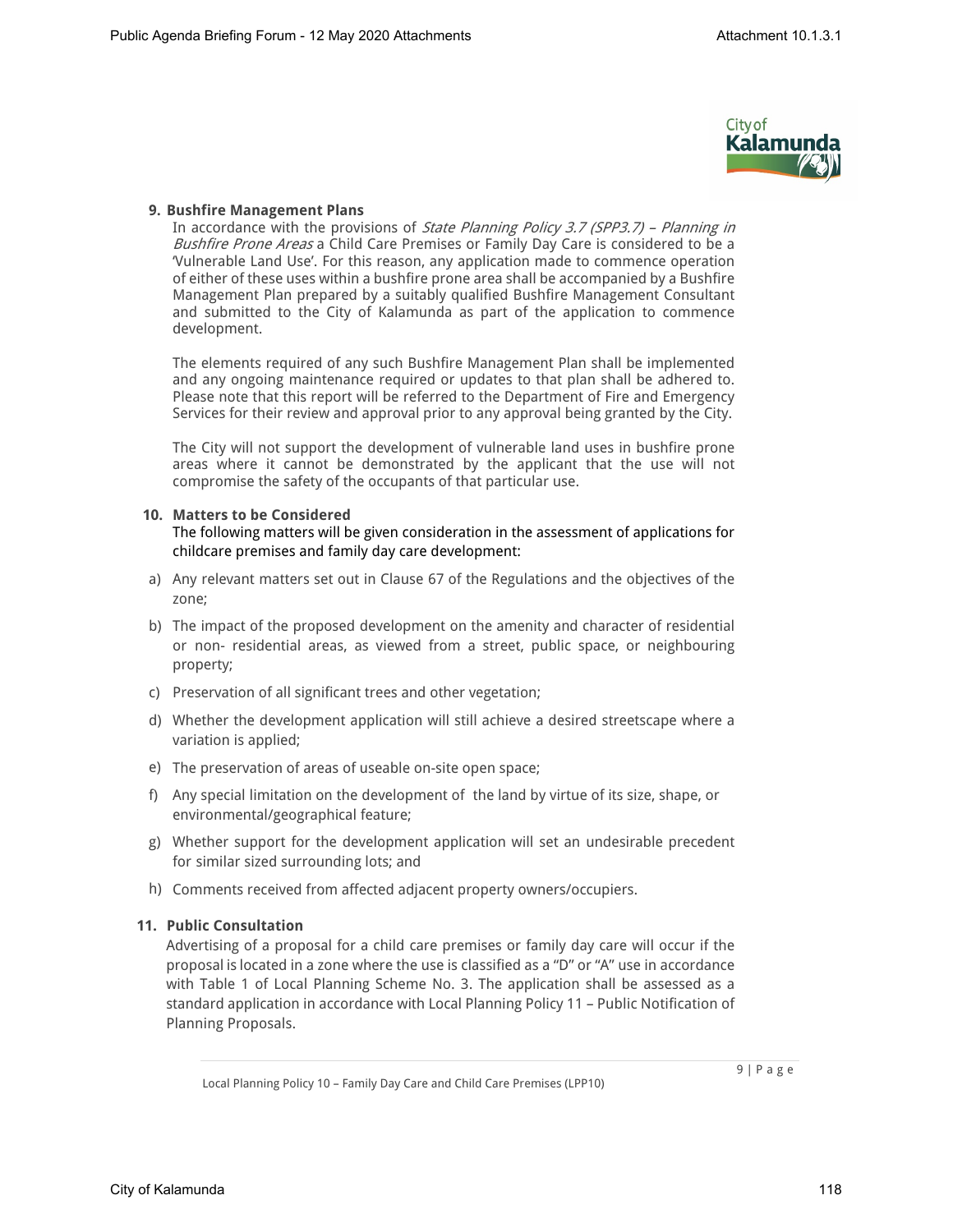**9. Bushfire Management Plans**

In accordance with the provisions of *State Planning Policy 3.7 (SPP3.7) – Planning in Bushfire Prone Areas* a Child Care Premises or Family Day Care is considered to be a 'Vulnerable Land Use'. For this reason, any application made to commence operation of either of these uses within a bushfire prone area shall be accompanied by a Bushfire Management Plan prepared by a suitably qualified Bushfire Management Consultant and submitted to the City of Kalamunda as part of the application to commence development.

The elements required of any such Bushfire Management Plan shall be implemented and any ongoing maintenance required or updates to that plan shall be adhered to. Please note that this report will be referred to the Department of Fire and Emergency Services for their review and approval prior to any approval being granted by the City.

The City will not support the development of vulnerable land uses in bushfire prone areas where it cannot be demonstrated by the applicant that the use will not compromise the safety of the occupants of that particular use.

**10. Matters to be Considered**

The following matters will be given consideration in the assessment of applications for childcare premises and family day care development:

a) Any relevant matters set out in Clause 67 of the Regulations and the objectives of the zone;

b) The impact of the proposed development on the amenity and character of residential or non- residential areas, as viewed from a street, public space, or neighbouring property;

c) Preservation of all significant trees and other vegetation;

d) Whether the development application will still achieve a desired streetscape where a variation is applied;

e) The preservation of areas of useable on-site open space;

f) Any special limitation on the development of the land by virtue of its size, shape, or environmental/geographical feature;

g) Whether support for the development application will set an undesirable precedent for similar sized surrounding lots; and

h) Comments received from affected adjacent property owners/occupiers.

**11. Public Consultation**

Advertising of a proposal for a child care premises or family day care will occur if the proposal is located in a zone where the use is classified as a "D" or "A" use in accordance with Table 1 of Local Planning Scheme No. 3. The application shall be assessed as a standard application in accordance with Local Planning Policy 11 – Public Notification of Planning Proposals.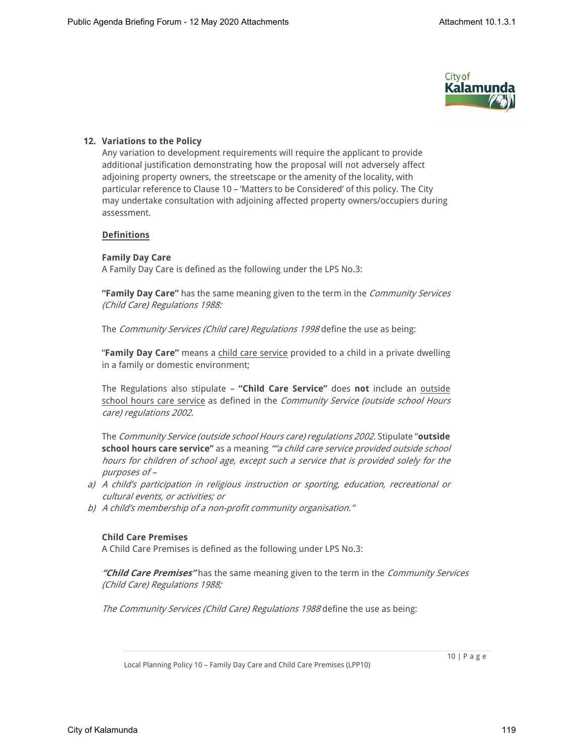## 12. Variations to the Policy

Any variation to development requirements will require the applicant to provide additional justification demonstrating how the proposal will not adversely affect adjoining property owners, the streetscape or the amenity of the locality, with particular reference to Clause 10 – 'Matters to be Considered' of this policy. The City may undertake consultation with adjoining affected property owners/occupiers during assessment.

### Definitions

**Family Day Care**

A Family Day Care is defined as the following under the LPS No.3:

**"Family Day Care"** has the same meaning given to the term in the *Community Services (Child Care) Regulations 1988:*

The *Community Services (Child care) Regulations 1998* define the use as being:

"**Family Day Care"** means a child care service provided to a child in a private dwelling in a family or domestic environment;

The Regulations also stipulate – **"Child Care Service"** does **not** include an outside school hours care service as defined in the *Community Service (outside school Hours care) regulations 2002.*

The *Community Service (outside school Hours care) regulations 2002.* Stipulate "**outside school hours care service"** as a meaning *""a child care service provided outside school hours for children of school age, except such a service that is provided solely for the purposes of –*

*a) A child's participation in religious instruction or sporting, education, recreational or cultural events, or activities; or*
*b) A child's membership of a non-profit community organisation."*

**Child Care Premises**

A Child Care Premises is defined as the following under LPS No.3:

***"Child Care Premises"*** has the same meaning given to the term in the *Community Services (Child Care) Regulations 1988;*

*The Community Services (Child Care) Regulations 1988* define the use as being: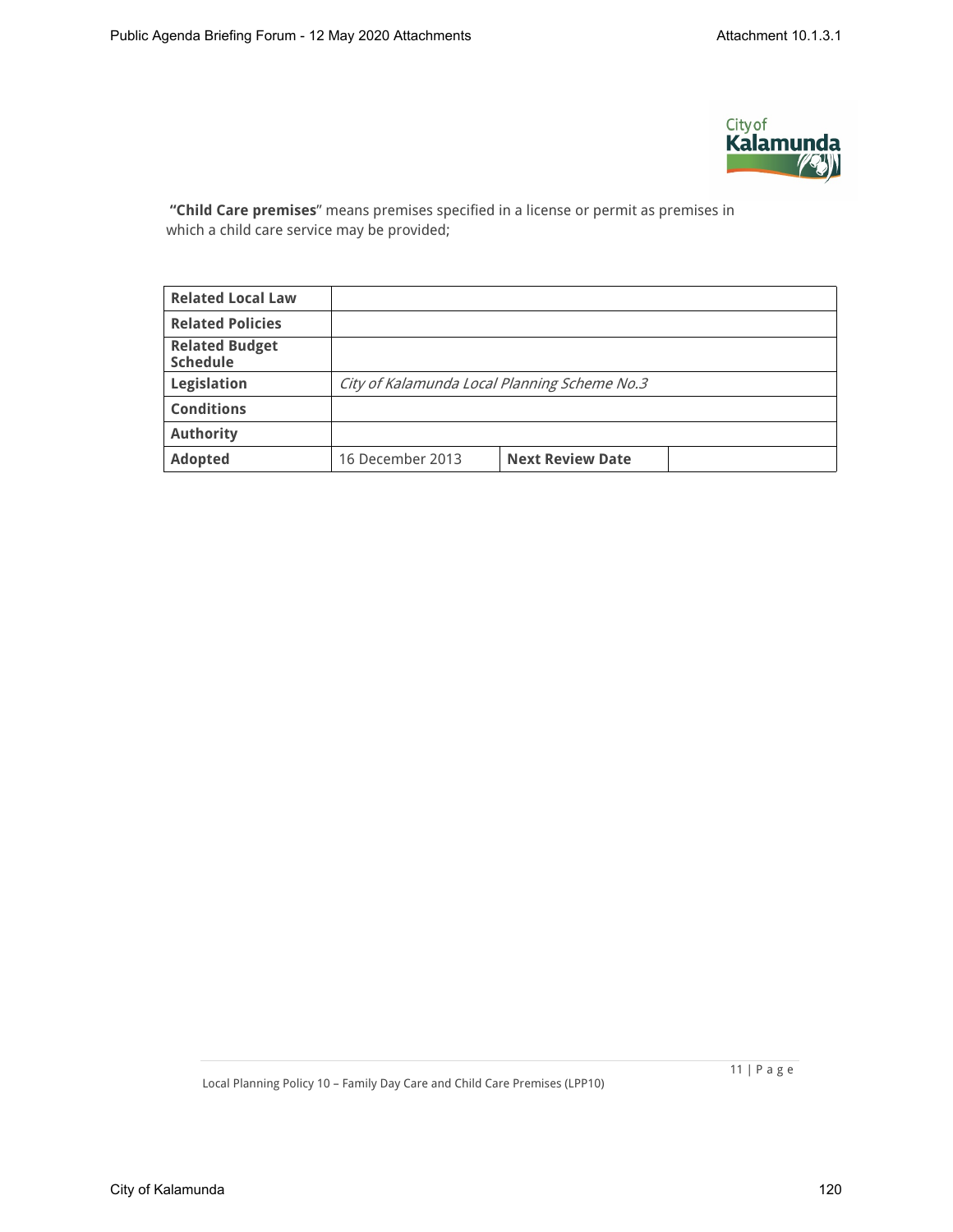**"Child Care premises"** means premises specified in a license or permit as premises in which a child care service may be provided;

| | | | |
|---|---|---|---|
| **Related Local Law** | | | |
| **Related Policies** | | | |
| **Related Budget Schedule** | | | |
| **Legislation** | *City of Kalamunda Local Planning Scheme No.3* | | |
| **Conditions** | | | |
| **Authority** | | | |
| **Adopted** | 16 December 2013 | **Next Review Date** | |